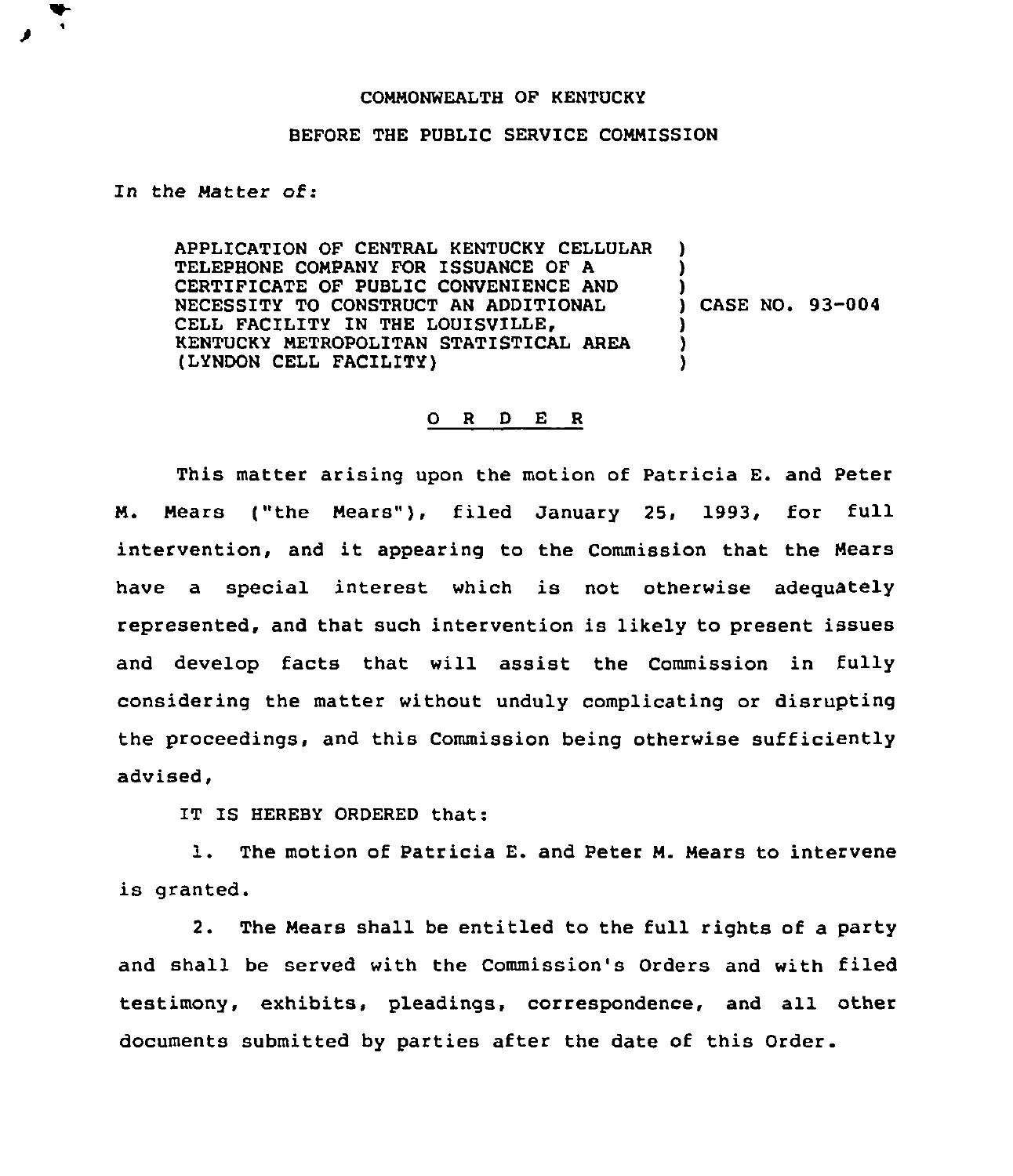COMMONWEALTH OF KENTUCKY

BEFORE THE PUBLIC SERVICE COMMISSION

In the Matter of:

APPLICATION OF CENTRAL KENTUCKY CELLULAR TELEPHONE COMPANY FOR ISSUANCE OF A CERTIFICATE OF PUBLIC CONVENIENCE AND NECESSITY TO CONSTRUCT AN ADDITIONAL CELL FACILITY IN THE LOUISVILLE, KENTUCKY METROPOLITAN STATISTICAL AREA (LYNDON CELL FACILITY) ) CASE NO. 93-004

O R D E R

This matter arising upon the motion of Patricia E. and Peter M. Mears ("the Mears"), filed January 25, 1993, for full intervention, and it appearing to the Commission that the Mears have a special interest which is not otherwise adequately represented, and that such intervention is likely to present issues and develop facts that will assist the Commission in fully considering the matter without unduly complicating or disrupting the proceedings, and this Commission being otherwise sufficiently advised,

IT IS HEREBY ORDERED that:

1. The motion of Patricia E. and Peter M. Mears to intervene is granted.

2. The Mears shall be entitled to the full rights of a party and shall be served with the Commission's Orders and with filed testimony, exhibits, pleadings, correspondence, and all other documents submitted by parties after the date of this Order.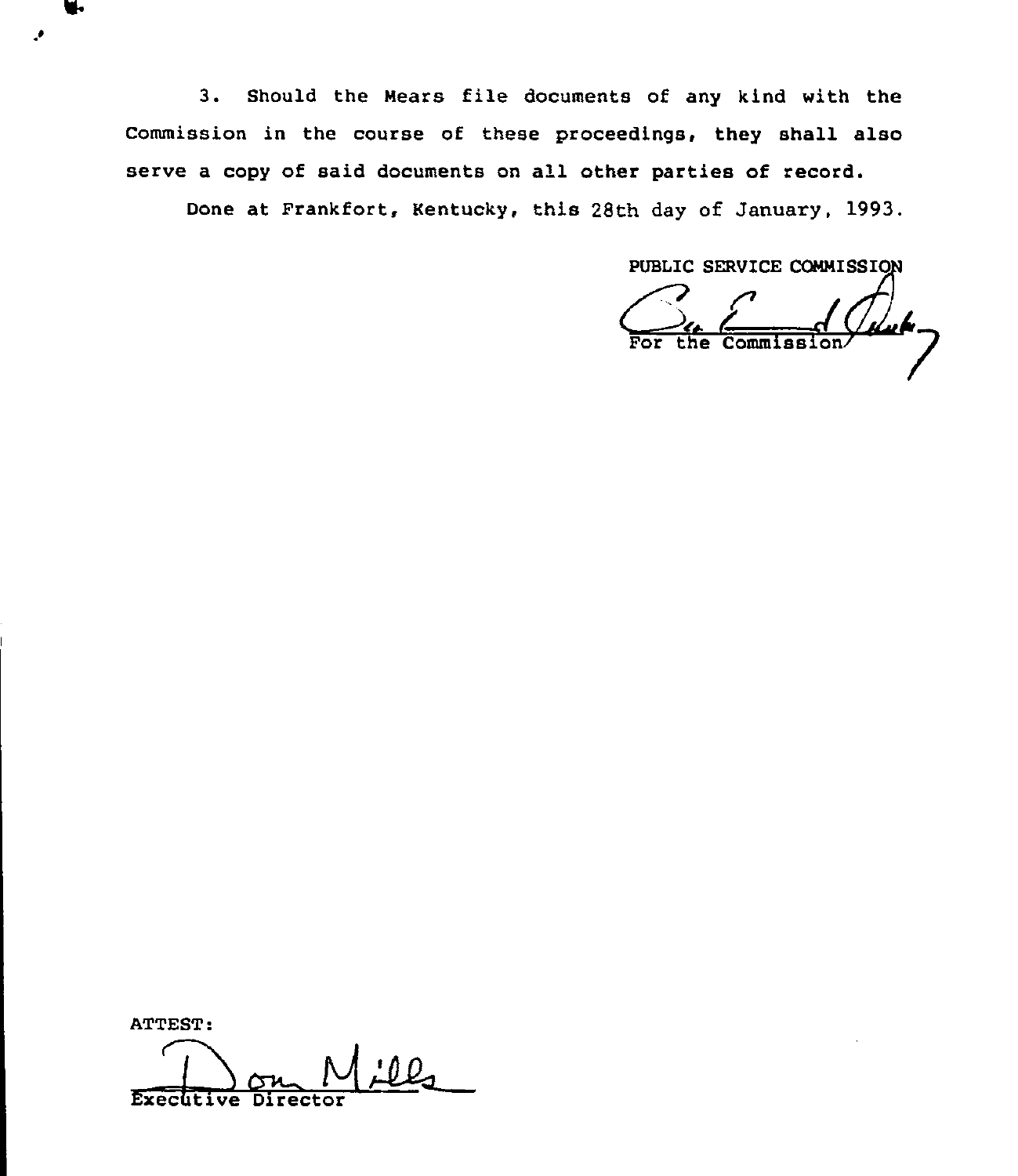3. Should the Mears file documents of any kind with the Commission in the course of these proceedings, they shall also serve a copy of said documents on all other parties of record.

Done at Frankfort, Kentucky, this 28th day of January, 1993.

PUBLIC SERVICE COMMISSION

For the Commission

ATTEST:

Executive Director